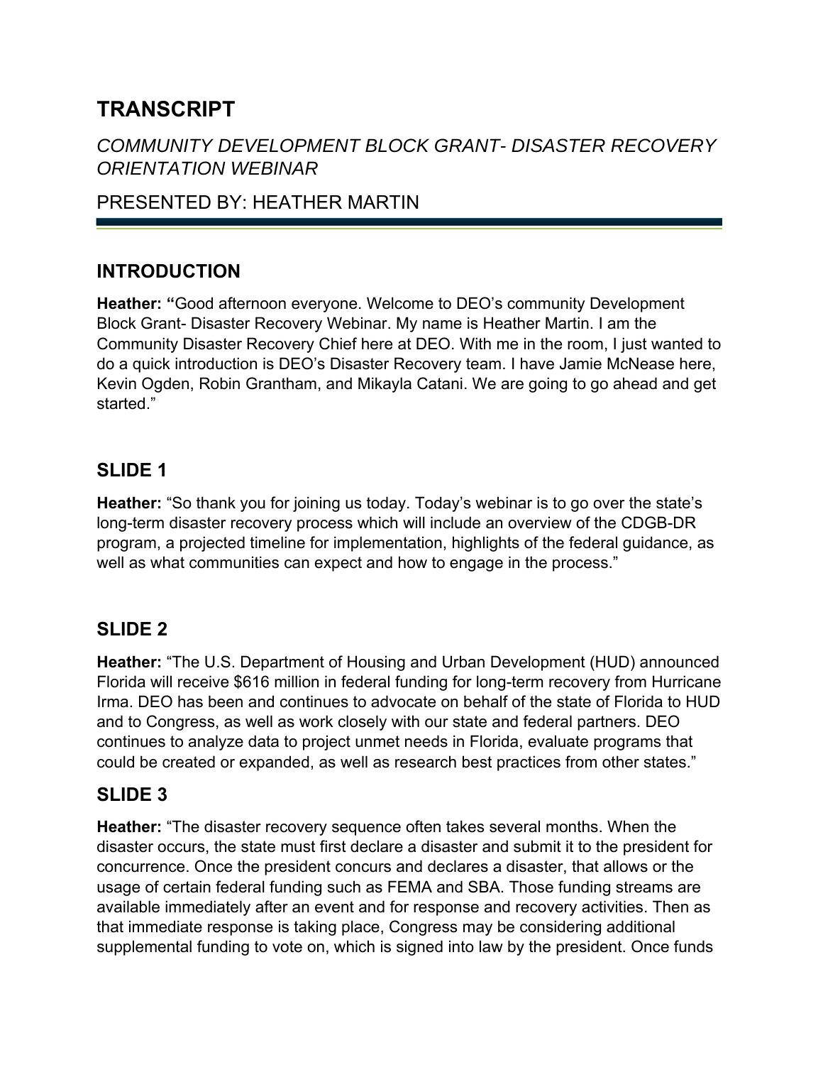# TRANSCRIPT

*COMMUNITY DEVELOPMENT BLOCK GRANT- DISASTER RECOVERY ORIENTATION WEBINAR*

PRESENTED BY: HEATHER MARTIN

## INTRODUCTION

**Heather: "**Good afternoon everyone. Welcome to DEO's community Development Block Grant- Disaster Recovery Webinar. My name is Heather Martin. I am the Community Disaster Recovery Chief here at DEO. With me in the room, I just wanted to do a quick introduction is DEO's Disaster Recovery team. I have Jamie McNease here, Kevin Ogden, Robin Grantham, and Mikayla Catani. We are going to go ahead and get started."

## SLIDE 1

**Heather:** "So thank you for joining us today. Today's webinar is to go over the state's long-term disaster recovery process which will include an overview of the CDGB-DR program, a projected timeline for implementation, highlights of the federal guidance, as well as what communities can expect and how to engage in the process."

## SLIDE 2

**Heather:** "The U.S. Department of Housing and Urban Development (HUD) announced Florida will receive $616 million in federal funding for long-term recovery from Hurricane Irma. DEO has been and continues to advocate on behalf of the state of Florida to HUD and to Congress, as well as work closely with our state and federal partners. DEO continues to analyze data to project unmet needs in Florida, evaluate programs that could be created or expanded, as well as research best practices from other states."

## SLIDE 3

**Heather:** "The disaster recovery sequence often takes several months. When the disaster occurs, the state must first declare a disaster and submit it to the president for concurrence. Once the president concurs and declares a disaster, that allows or the usage of certain federal funding such as FEMA and SBA. Those funding streams are available immediately after an event and for response and recovery activities. Then as that immediate response is taking place, Congress may be considering additional supplemental funding to vote on, which is signed into law by the president. Once funds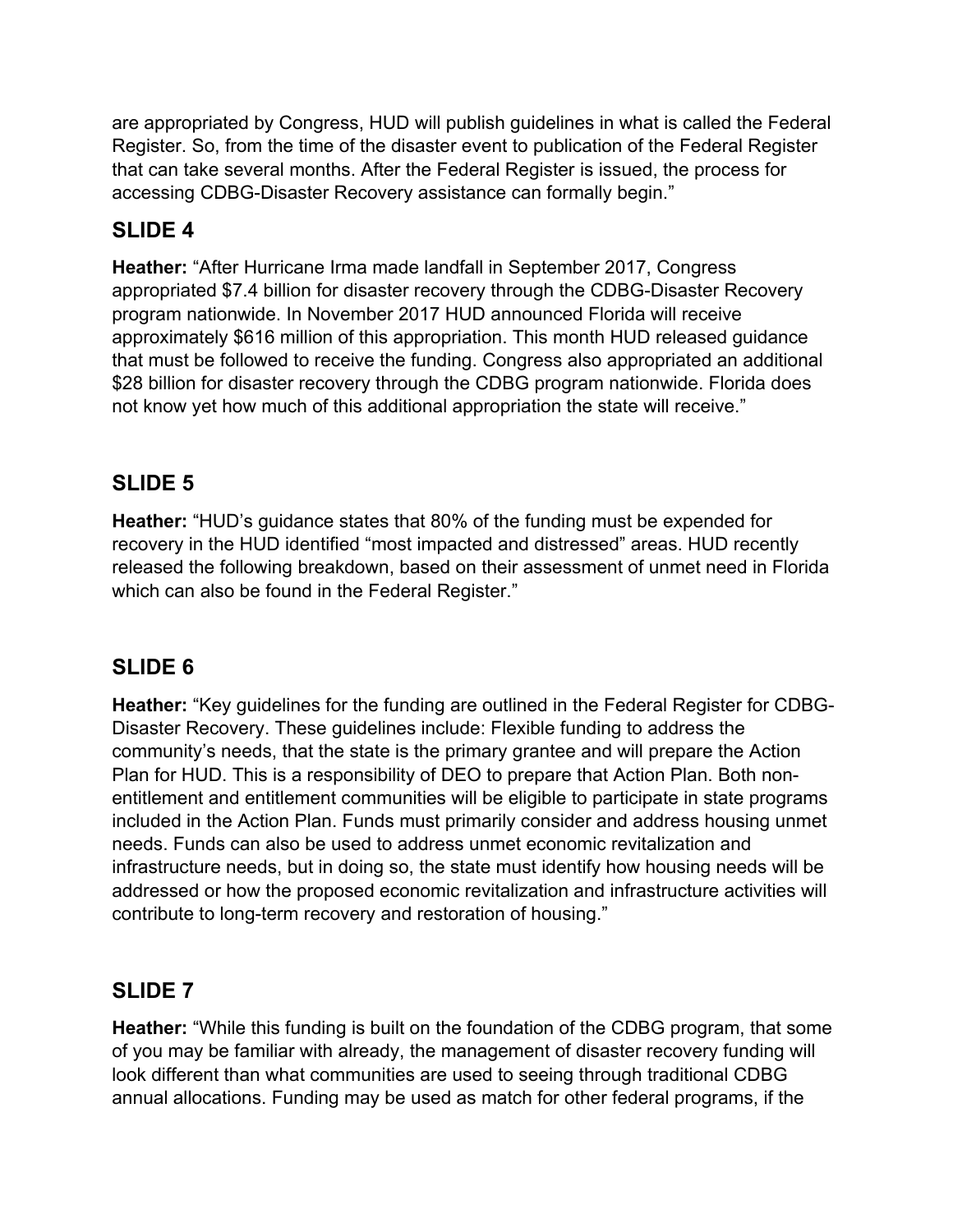are appropriated by Congress, HUD will publish guidelines in what is called the Federal Register. So, from the time of the disaster event to publication of the Federal Register that can take several months. After the Federal Register is issued, the process for accessing CDBG-Disaster Recovery assistance can formally begin."

## SLIDE 4

**Heather:** "After Hurricane Irma made landfall in September 2017, Congress appropriated $7.4 billion for disaster recovery through the CDBG-Disaster Recovery program nationwide. In November 2017 HUD announced Florida will receive approximately $616 million of this appropriation. This month HUD released guidance that must be followed to receive the funding. Congress also appropriated an additional $28 billion for disaster recovery through the CDBG program nationwide. Florida does not know yet how much of this additional appropriation the state will receive."

## SLIDE 5

**Heather:** "HUD's guidance states that 80% of the funding must be expended for recovery in the HUD identified "most impacted and distressed" areas. HUD recently released the following breakdown, based on their assessment of unmet need in Florida which can also be found in the Federal Register."

## SLIDE 6

**Heather:** "Key guidelines for the funding are outlined in the Federal Register for CDBG-Disaster Recovery. These guidelines include: Flexible funding to address the community's needs, that the state is the primary grantee and will prepare the Action Plan for HUD. This is a responsibility of DEO to prepare that Action Plan. Both non-entitlement and entitlement communities will be eligible to participate in state programs included in the Action Plan. Funds must primarily consider and address housing unmet needs. Funds can also be used to address unmet economic revitalization and infrastructure needs, but in doing so, the state must identify how housing needs will be addressed or how the proposed economic revitalization and infrastructure activities will contribute to long-term recovery and restoration of housing."

## SLIDE 7

**Heather:** "While this funding is built on the foundation of the CDBG program, that some of you may be familiar with already, the management of disaster recovery funding will look different than what communities are used to seeing through traditional CDBG annual allocations. Funding may be used as match for other federal programs, if the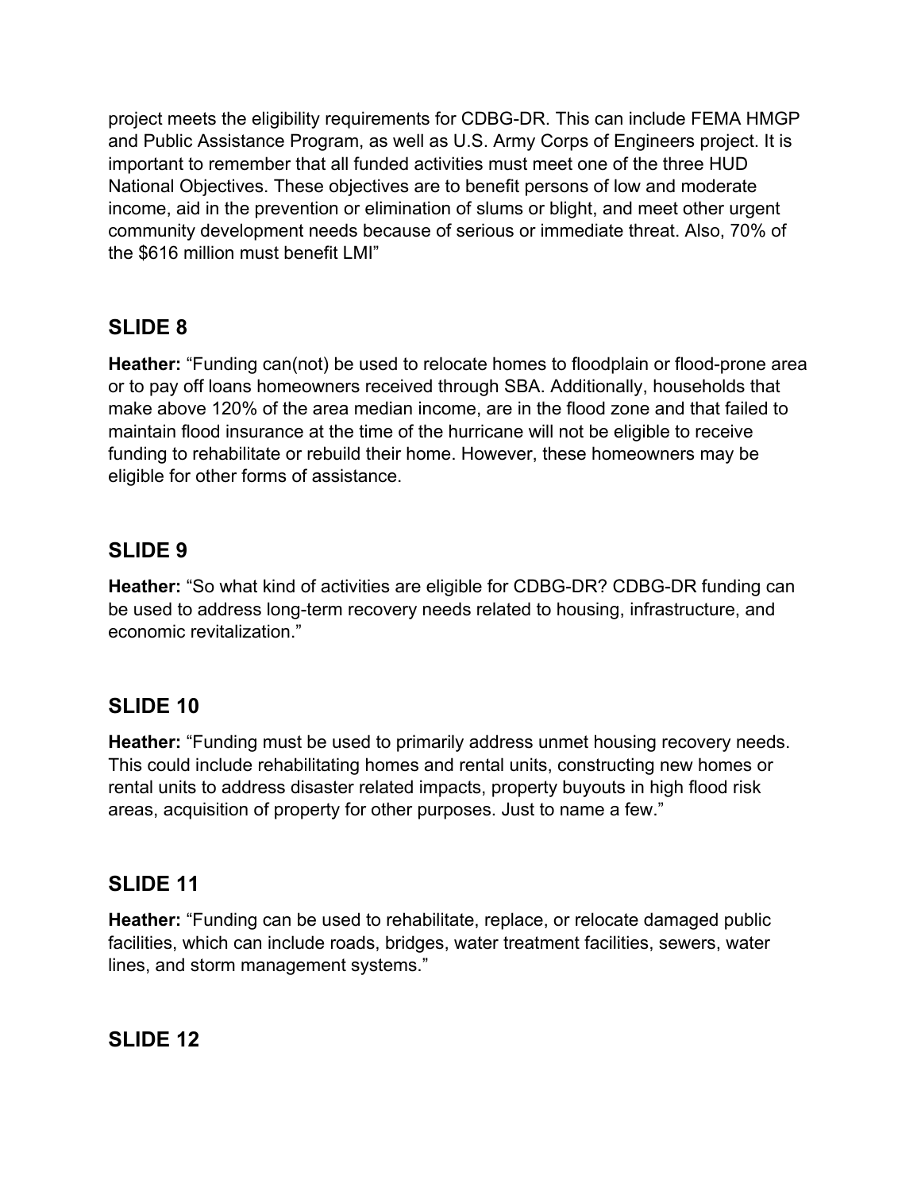project meets the eligibility requirements for CDBG-DR. This can include FEMA HMGP and Public Assistance Program, as well as U.S. Army Corps of Engineers project. It is important to remember that all funded activities must meet one of the three HUD National Objectives. These objectives are to benefit persons of low and moderate income, aid in the prevention or elimination of slums or blight, and meet other urgent community development needs because of serious or immediate threat. Also, 70% of the $616 million must benefit LMI"

## SLIDE 8

**Heather:** "Funding can(not) be used to relocate homes to floodplain or flood-prone area or to pay off loans homeowners received through SBA. Additionally, households that make above 120% of the area median income, are in the flood zone and that failed to maintain flood insurance at the time of the hurricane will not be eligible to receive funding to rehabilitate or rebuild their home. However, these homeowners may be eligible for other forms of assistance.

## SLIDE 9

**Heather:** "So what kind of activities are eligible for CDBG-DR? CDBG-DR funding can be used to address long-term recovery needs related to housing, infrastructure, and economic revitalization."

## SLIDE 10

**Heather:** "Funding must be used to primarily address unmet housing recovery needs. This could include rehabilitating homes and rental units, constructing new homes or rental units to address disaster related impacts, property buyouts in high flood risk areas, acquisition of property for other purposes. Just to name a few."

## SLIDE 11

**Heather:** "Funding can be used to rehabilitate, replace, or relocate damaged public facilities, which can include roads, bridges, water treatment facilities, sewers, water lines, and storm management systems."

## SLIDE 12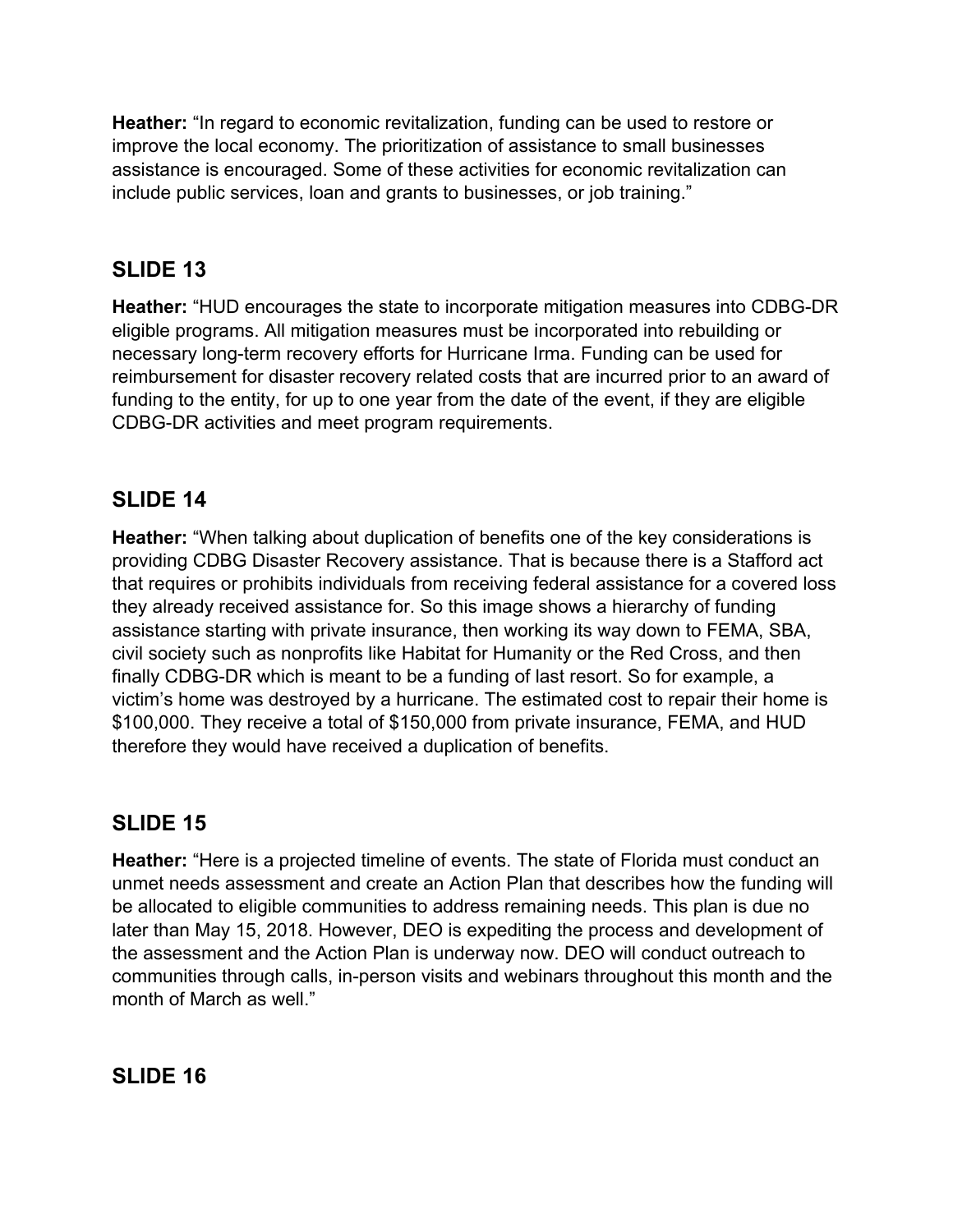**Heather:** "In regard to economic revitalization, funding can be used to restore or improve the local economy. The prioritization of assistance to small businesses assistance is encouraged. Some of these activities for economic revitalization can include public services, loan and grants to businesses, or job training."

## SLIDE 13

**Heather:** "HUD encourages the state to incorporate mitigation measures into CDBG-DR eligible programs. All mitigation measures must be incorporated into rebuilding or necessary long-term recovery efforts for Hurricane Irma. Funding can be used for reimbursement for disaster recovery related costs that are incurred prior to an award of funding to the entity, for up to one year from the date of the event, if they are eligible CDBG-DR activities and meet program requirements.

## SLIDE 14

**Heather:** "When talking about duplication of benefits one of the key considerations is providing CDBG Disaster Recovery assistance. That is because there is a Stafford act that requires or prohibits individuals from receiving federal assistance for a covered loss they already received assistance for. So this image shows a hierarchy of funding assistance starting with private insurance, then working its way down to FEMA, SBA, civil society such as nonprofits like Habitat for Humanity or the Red Cross, and then finally CDBG-DR which is meant to be a funding of last resort. So for example, a victim's home was destroyed by a hurricane. The estimated cost to repair their home is $100,000. They receive a total of $150,000 from private insurance, FEMA, and HUD therefore they would have received a duplication of benefits.

## SLIDE 15

**Heather:** "Here is a projected timeline of events. The state of Florida must conduct an unmet needs assessment and create an Action Plan that describes how the funding will be allocated to eligible communities to address remaining needs. This plan is due no later than May 15, 2018. However, DEO is expediting the process and development of the assessment and the Action Plan is underway now. DEO will conduct outreach to communities through calls, in-person visits and webinars throughout this month and the month of March as well."

## SLIDE 16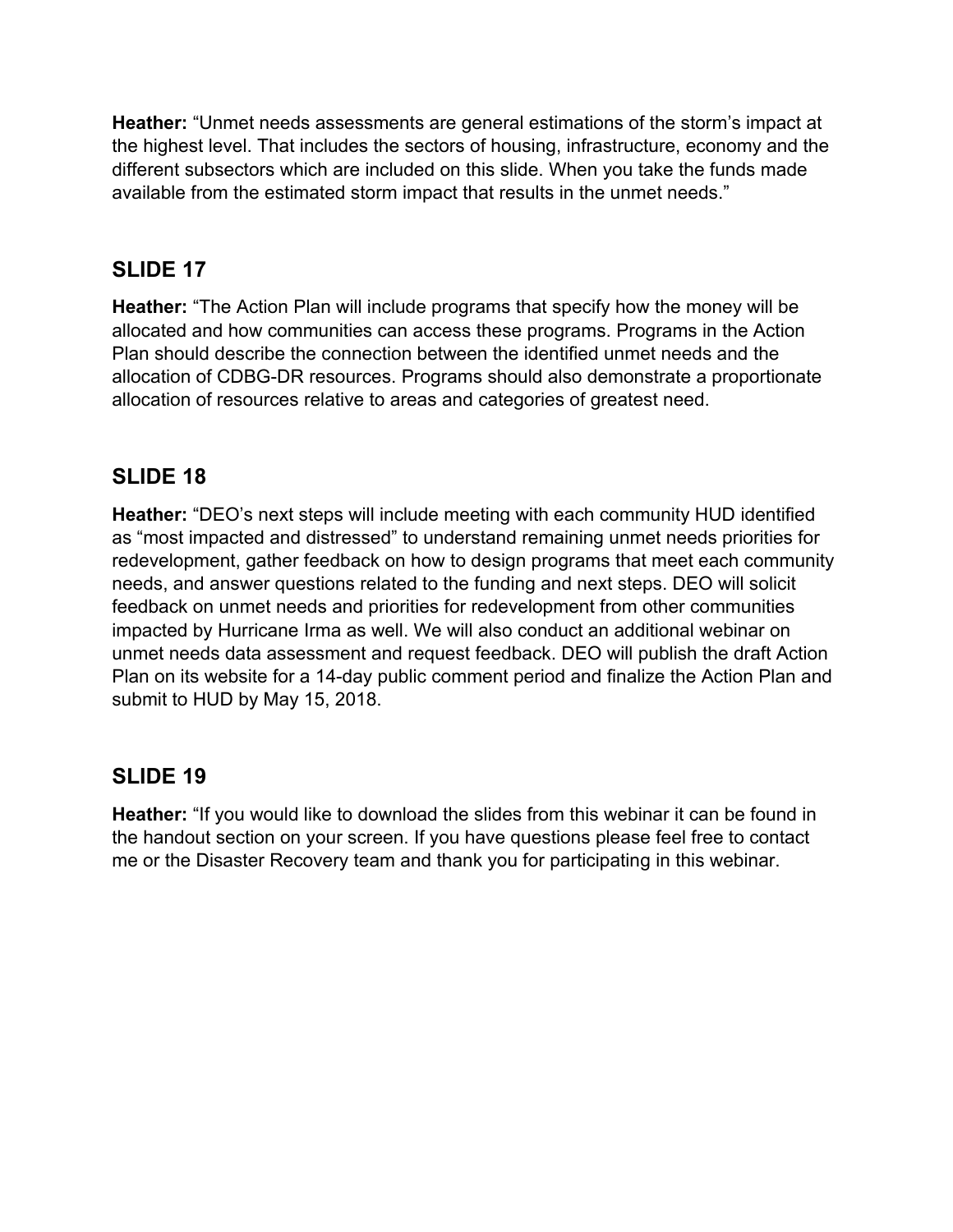**Heather:** "Unmet needs assessments are general estimations of the storm's impact at the highest level. That includes the sectors of housing, infrastructure, economy and the different subsectors which are included on this slide. When you take the funds made available from the estimated storm impact that results in the unmet needs."

## SLIDE 17

**Heather:** "The Action Plan will include programs that specify how the money will be allocated and how communities can access these programs. Programs in the Action Plan should describe the connection between the identified unmet needs and the allocation of CDBG-DR resources. Programs should also demonstrate a proportionate allocation of resources relative to areas and categories of greatest need.

## SLIDE 18

**Heather:** "DEO's next steps will include meeting with each community HUD identified as "most impacted and distressed" to understand remaining unmet needs priorities for redevelopment, gather feedback on how to design programs that meet each community needs, and answer questions related to the funding and next steps. DEO will solicit feedback on unmet needs and priorities for redevelopment from other communities impacted by Hurricane Irma as well. We will also conduct an additional webinar on unmet needs data assessment and request feedback. DEO will publish the draft Action Plan on its website for a 14-day public comment period and finalize the Action Plan and submit to HUD by May 15, 2018.

## SLIDE 19

**Heather:** "If you would like to download the slides from this webinar it can be found in the handout section on your screen. If you have questions please feel free to contact me or the Disaster Recovery team and thank you for participating in this webinar.